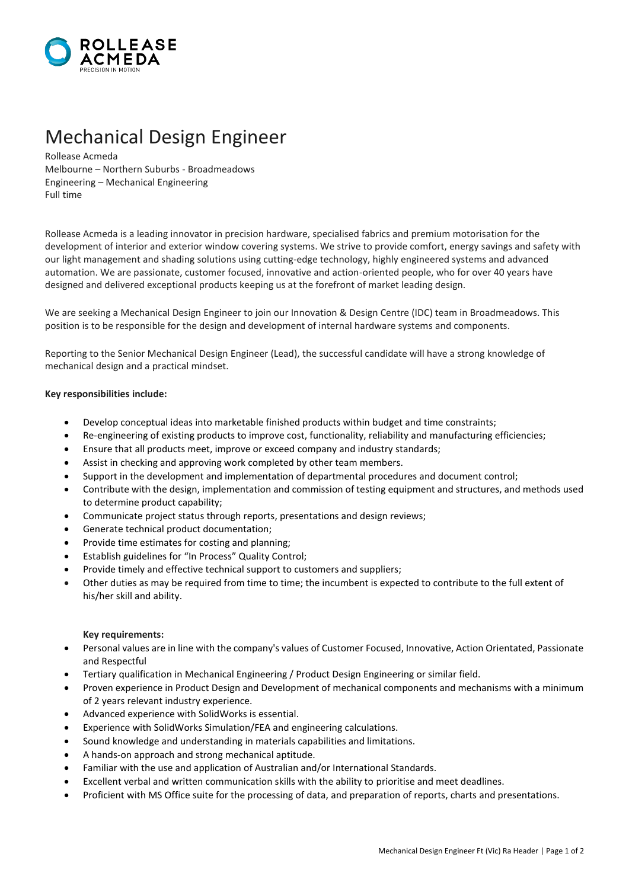# Mechanical Design Engineer

Rollease Acmeda
Melbourne – Northern Suburbs - Broadmeadows
Engineering – Mechanical Engineering
Full time

Rollease Acmeda is a leading innovator in precision hardware, specialised fabrics and premium motorisation for the development of interior and exterior window covering systems. We strive to provide comfort, energy savings and safety with our light management and shading solutions using cutting-edge technology, highly engineered systems and advanced automation. We are passionate, customer focused, innovative and action-oriented people, who for over 40 years have designed and delivered exceptional products keeping us at the forefront of market leading design.

We are seeking a Mechanical Design Engineer to join our Innovation & Design Centre (IDC) team in Broadmeadows. This position is to be responsible for the design and development of internal hardware systems and components.

Reporting to the Senior Mechanical Design Engineer (Lead), the successful candidate will have a strong knowledge of mechanical design and a practical mindset.

**Key responsibilities include:**

- Develop conceptual ideas into marketable finished products within budget and time constraints;
- Re-engineering of existing products to improve cost, functionality, reliability and manufacturing efficiencies;
- Ensure that all products meet, improve or exceed company and industry standards;
- Assist in checking and approving work completed by other team members.
- Support in the development and implementation of departmental procedures and document control;
- Contribute with the design, implementation and commission of testing equipment and structures, and methods used to determine product capability;
- Communicate project status through reports, presentations and design reviews;
- Generate technical product documentation;
- Provide time estimates for costing and planning;
- Establish guidelines for "In Process" Quality Control;
- Provide timely and effective technical support to customers and suppliers;
- Other duties as may be required from time to time; the incumbent is expected to contribute to the full extent of his/her skill and ability.

**Key requirements:**

- Personal values are in line with the company's values of Customer Focused, Innovative, Action Orientated, Passionate and Respectful
- Tertiary qualification in Mechanical Engineering / Product Design Engineering or similar field.
- Proven experience in Product Design and Development of mechanical components and mechanisms with a minimum of 2 years relevant industry experience.
- Advanced experience with SolidWorks is essential.
- Experience with SolidWorks Simulation/FEA and engineering calculations.
- Sound knowledge and understanding in materials capabilities and limitations.
- A hands-on approach and strong mechanical aptitude.
- Familiar with the use and application of Australian and/or International Standards.
- Excellent verbal and written communication skills with the ability to prioritise and meet deadlines.
- Proficient with MS Office suite for the processing of data, and preparation of reports, charts and presentations.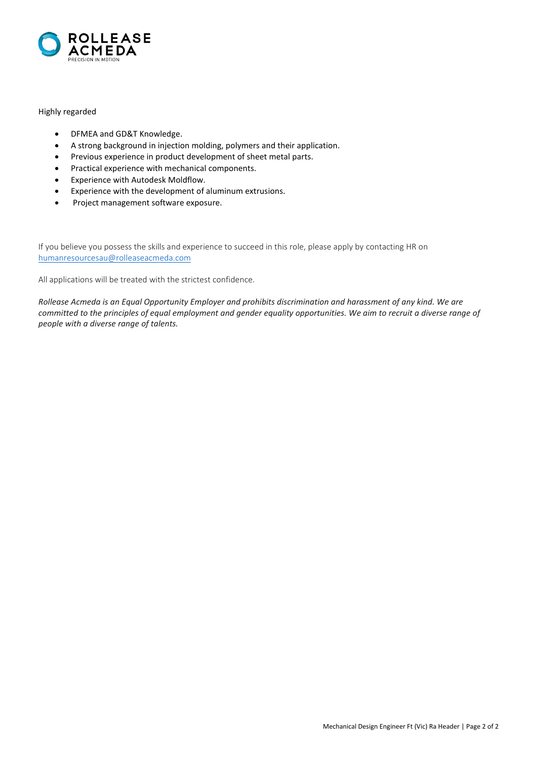Highly regarded

- DFMEA and GD&T Knowledge.
- A strong background in injection molding, polymers and their application.
- Previous experience in product development of sheet metal parts.
- Practical experience with mechanical components.
- Experience with Autodesk Moldflow.
- Experience with the development of aluminum extrusions.
- Project management software exposure.

If you believe you possess the skills and experience to succeed in this role, please apply by contacting HR on humanresourcesau@rolleaseacmeda.com

All applications will be treated with the strictest confidence.

*Rollease Acmeda is an Equal Opportunity Employer and prohibits discrimination and harassment of any kind. We are committed to the principles of equal employment and gender equality opportunities. We aim to recruit a diverse range of people with a diverse range of talents.*